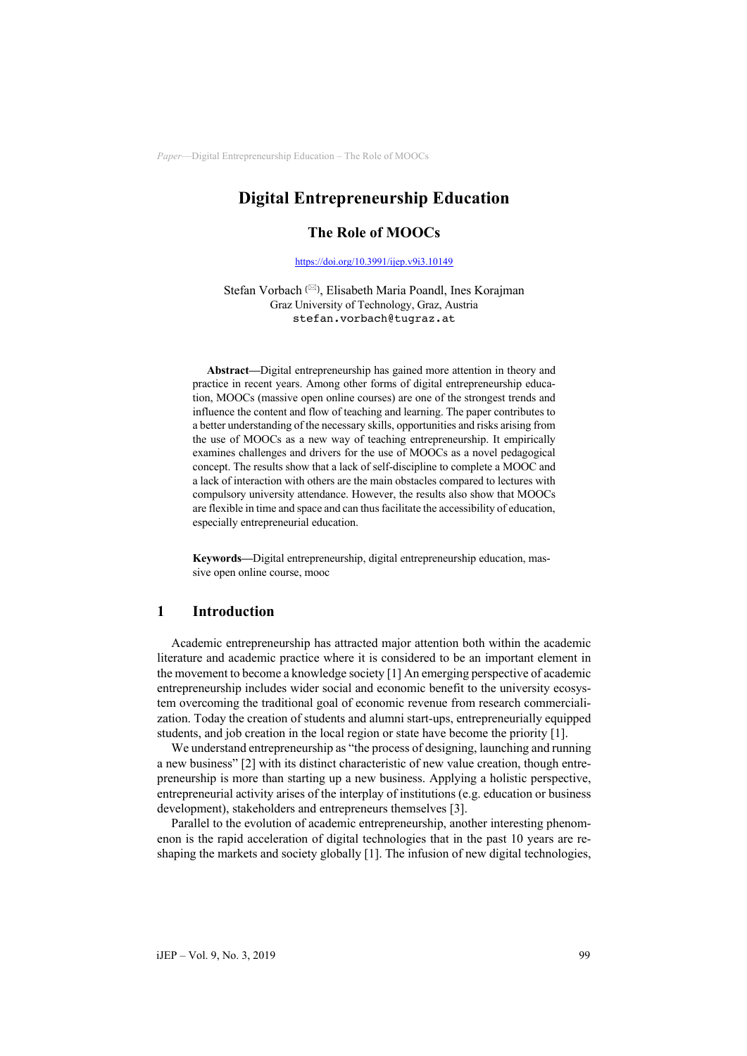# Digital Entrepreneurship Education

## The Role of MOOCs

https://doi.org/10.3991/ijep.v9i3.10149

Stefan Vorbach (✉), Elisabeth Maria Poandl, Ines Korajman
Graz University of Technology, Graz, Austria
stefan.vorbach@tugraz.at

**Abstract—**Digital entrepreneurship has gained more attention in theory and practice in recent years. Among other forms of digital entrepreneurship education, MOOCs (massive open online courses) are one of the strongest trends and influence the content and flow of teaching and learning. The paper contributes to a better understanding of the necessary skills, opportunities and risks arising from the use of MOOCs as a new way of teaching entrepreneurship. It empirically examines challenges and drivers for the use of MOOCs as a novel pedagogical concept. The results show that a lack of self-discipline to complete a MOOC and a lack of interaction with others are the main obstacles compared to lectures with compulsory university attendance. However, the results also show that MOOCs are flexible in time and space and can thus facilitate the accessibility of education, especially entrepreneurial education.

**Keywords—**Digital entrepreneurship, digital entrepreneurship education, massive open online course, mooc

## 1 Introduction

Academic entrepreneurship has attracted major attention both within the academic literature and academic practice where it is considered to be an important element in the movement to become a knowledge society [1] An emerging perspective of academic entrepreneurship includes wider social and economic benefit to the university ecosystem overcoming the traditional goal of economic revenue from research commercialization. Today the creation of students and alumni start-ups, entrepreneurially equipped students, and job creation in the local region or state have become the priority [1].

We understand entrepreneurship as "the process of designing, launching and running a new business" [2] with its distinct characteristic of new value creation, though entrepreneurship is more than starting up a new business. Applying a holistic perspective, entrepreneurial activity arises of the interplay of institutions (e.g. education or business development), stakeholders and entrepreneurs themselves [3].

Parallel to the evolution of academic entrepreneurship, another interesting phenomenon is the rapid acceleration of digital technologies that in the past 10 years are reshaping the markets and society globally [1]. The infusion of new digital technologies,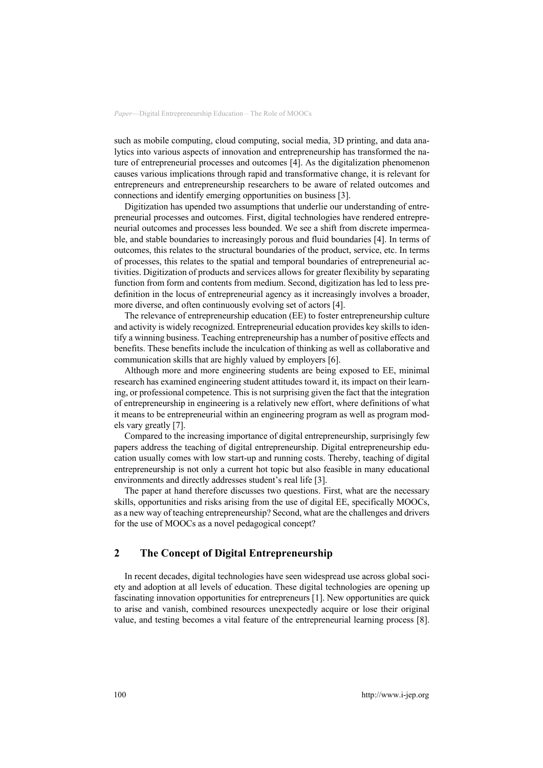such as mobile computing, cloud computing, social media, 3D printing, and data analytics into various aspects of innovation and entrepreneurship has transformed the nature of entrepreneurial processes and outcomes [4]. As the digitalization phenomenon causes various implications through rapid and transformative change, it is relevant for entrepreneurs and entrepreneurship researchers to be aware of related outcomes and connections and identify emerging opportunities on business [3].

Digitization has upended two assumptions that underlie our understanding of entrepreneurial processes and outcomes. First, digital technologies have rendered entrepreneurial outcomes and processes less bounded. We see a shift from discrete impermeable, and stable boundaries to increasingly porous and fluid boundaries [4]. In terms of outcomes, this relates to the structural boundaries of the product, service, etc. In terms of processes, this relates to the spatial and temporal boundaries of entrepreneurial activities. Digitization of products and services allows for greater flexibility by separating function from form and contents from medium. Second, digitization has led to less predefinition in the locus of entrepreneurial agency as it increasingly involves a broader, more diverse, and often continuously evolving set of actors [4].

The relevance of entrepreneurship education (EE) to foster entrepreneurship culture and activity is widely recognized. Entrepreneurial education provides key skills to identify a winning business. Teaching entrepreneurship has a number of positive effects and benefits. These benefits include the inculcation of thinking as well as collaborative and communication skills that are highly valued by employers [6].

Although more and more engineering students are being exposed to EE, minimal research has examined engineering student attitudes toward it, its impact on their learning, or professional competence. This is not surprising given the fact that the integration of entrepreneurship in engineering is a relatively new effort, where definitions of what it means to be entrepreneurial within an engineering program as well as program models vary greatly [7].

Compared to the increasing importance of digital entrepreneurship, surprisingly few papers address the teaching of digital entrepreneurship. Digital entrepreneurship education usually comes with low start-up and running costs. Thereby, teaching of digital entrepreneurship is not only a current hot topic but also feasible in many educational environments and directly addresses student's real life [3].

The paper at hand therefore discusses two questions. First, what are the necessary skills, opportunities and risks arising from the use of digital EE, specifically MOOCs, as a new way of teaching entrepreneurship? Second, what are the challenges and drivers for the use of MOOCs as a novel pedagogical concept?

## 2 The Concept of Digital Entrepreneurship

In recent decades, digital technologies have seen widespread use across global society and adoption at all levels of education. These digital technologies are opening up fascinating innovation opportunities for entrepreneurs [1]. New opportunities are quick to arise and vanish, combined resources unexpectedly acquire or lose their original value, and testing becomes a vital feature of the entrepreneurial learning process [8].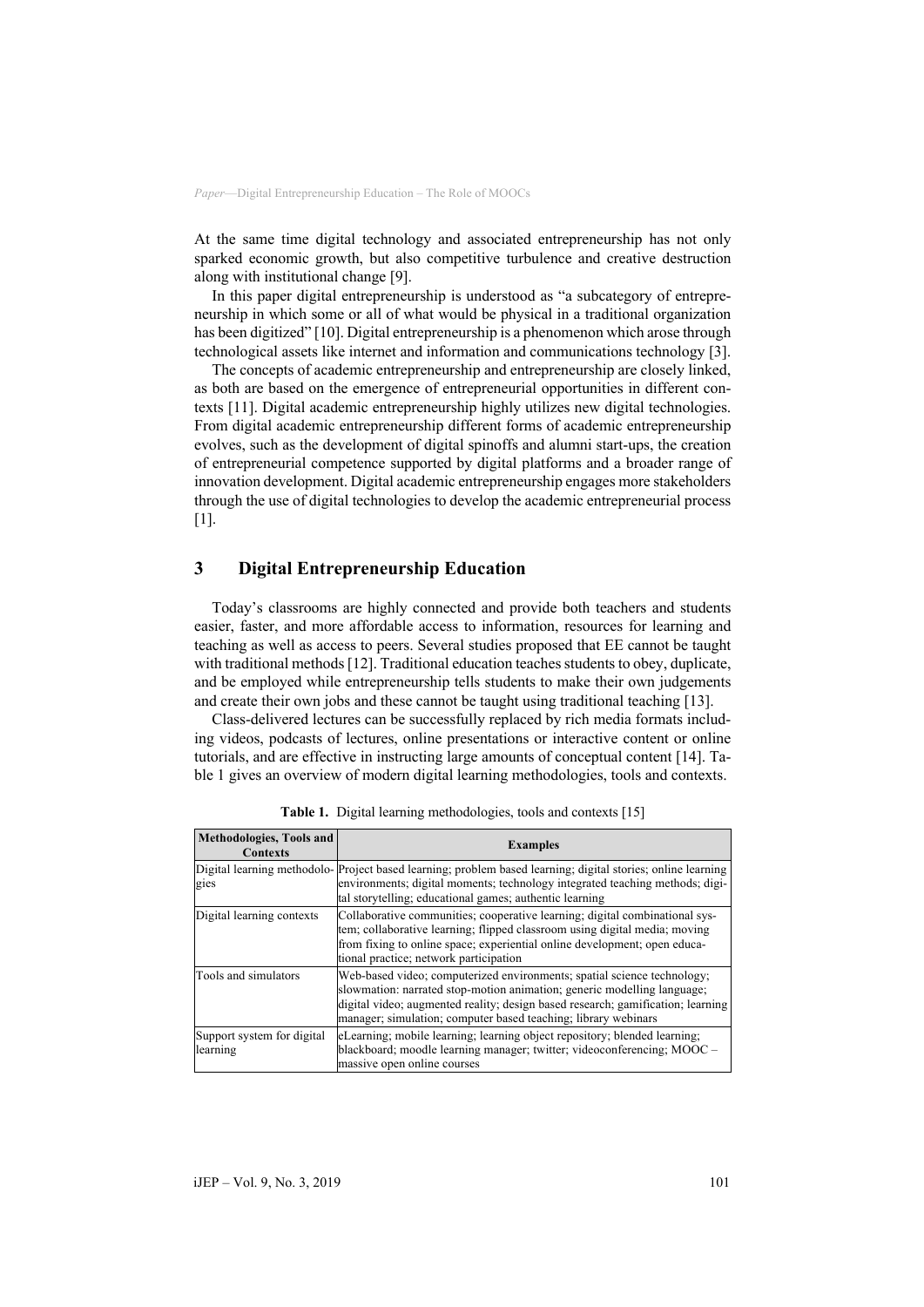At the same time digital technology and associated entrepreneurship has not only sparked economic growth, but also competitive turbulence and creative destruction along with institutional change [9].

In this paper digital entrepreneurship is understood as "a subcategory of entrepreneurship in which some or all of what would be physical in a traditional organization has been digitized" [10]. Digital entrepreneurship is a phenomenon which arose through technological assets like internet and information and communications technology [3].

The concepts of academic entrepreneurship and entrepreneurship are closely linked, as both are based on the emergence of entrepreneurial opportunities in different contexts [11]. Digital academic entrepreneurship highly utilizes new digital technologies. From digital academic entrepreneurship different forms of academic entrepreneurship evolves, such as the development of digital spinoffs and alumni start-ups, the creation of entrepreneurial competence supported by digital platforms and a broader range of innovation development. Digital academic entrepreneurship engages more stakeholders through the use of digital technologies to develop the academic entrepreneurial process [1].

## 3 Digital Entrepreneurship Education

Today's classrooms are highly connected and provide both teachers and students easier, faster, and more affordable access to information, resources for learning and teaching as well as access to peers. Several studies proposed that EE cannot be taught with traditional methods [12]. Traditional education teaches students to obey, duplicate, and be employed while entrepreneurship tells students to make their own judgements and create their own jobs and these cannot be taught using traditional teaching [13].

Class-delivered lectures can be successfully replaced by rich media formats including videos, podcasts of lectures, online presentations or interactive content or online tutorials, and are effective in instructing large amounts of conceptual content [14]. Table 1 gives an overview of modern digital learning methodologies, tools and contexts.

**Table 1.** Digital learning methodologies, tools and contexts [15]

| Methodologies, Tools and Contexts | Examples |
|---|---|
| Digital learning methodologies | Project based learning; problem based learning; digital stories; online learning environments; digital moments; technology integrated teaching methods; digital storytelling; educational games; authentic learning |
| Digital learning contexts | Collaborative communities; cooperative learning; digital combinational system; collaborative learning; flipped classroom using digital media; moving from fixing to online space; experiential online development; open educational practice; network participation |
| Tools and simulators | Web-based video; computerized environments; spatial science technology; slowmation: narrated stop-motion animation; generic modelling language; digital video; augmented reality; design based research; gamification; learning manager; simulation; computer based teaching; library webinars |
| Support system for digital learning | eLearning; mobile learning; learning object repository; blended learning; blackboard; moodle learning manager; twitter; videoconferencing; MOOC – massive open online courses |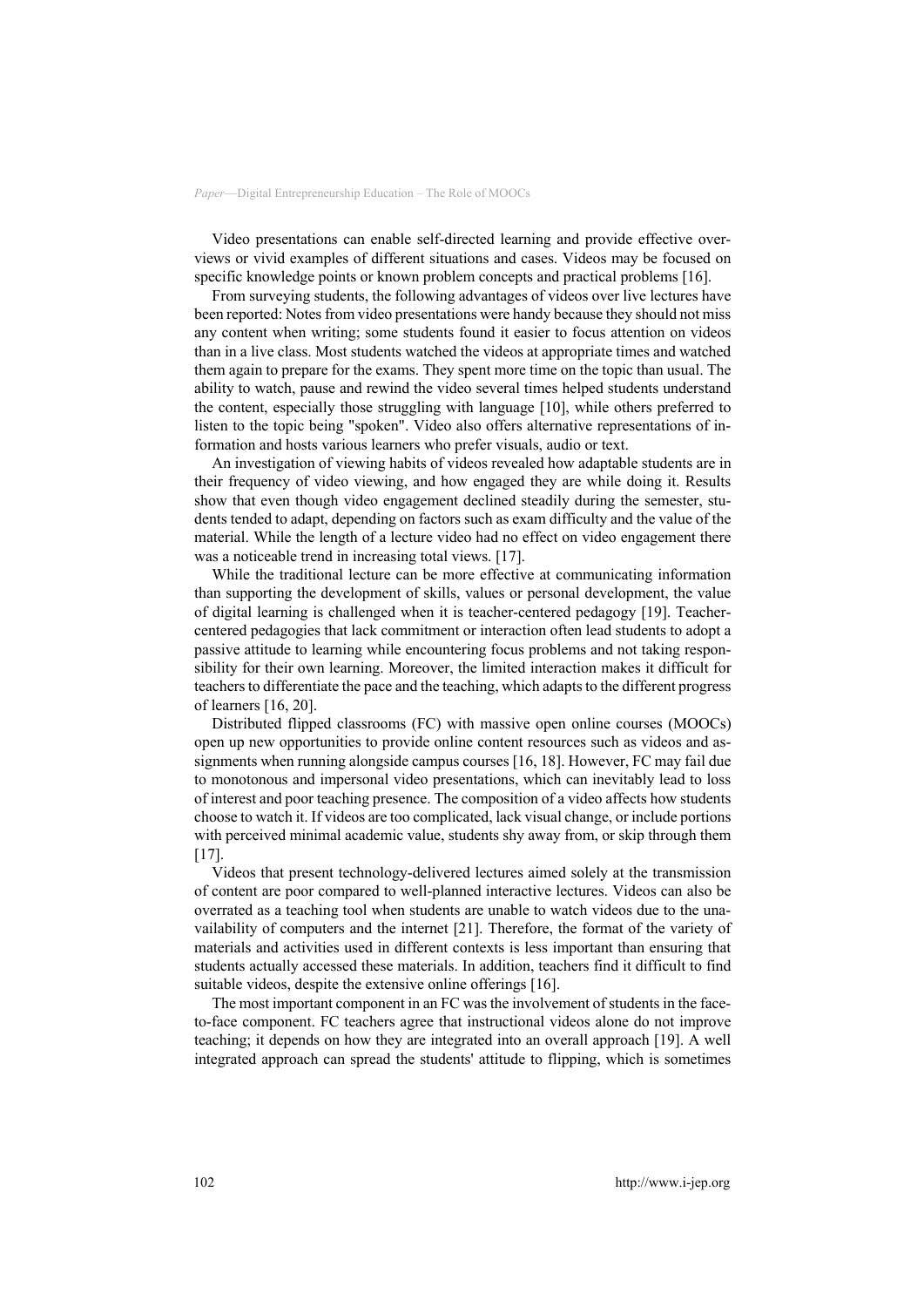Video presentations can enable self-directed learning and provide effective overviews or vivid examples of different situations and cases. Videos may be focused on specific knowledge points or known problem concepts and practical problems [16].

From surveying students, the following advantages of videos over live lectures have been reported: Notes from video presentations were handy because they should not miss any content when writing; some students found it easier to focus attention on videos than in a live class. Most students watched the videos at appropriate times and watched them again to prepare for the exams. They spent more time on the topic than usual. The ability to watch, pause and rewind the video several times helped students understand the content, especially those struggling with language [10], while others preferred to listen to the topic being "spoken". Video also offers alternative representations of information and hosts various learners who prefer visuals, audio or text.

An investigation of viewing habits of videos revealed how adaptable students are in their frequency of video viewing, and how engaged they are while doing it. Results show that even though video engagement declined steadily during the semester, students tended to adapt, depending on factors such as exam difficulty and the value of the material. While the length of a lecture video had no effect on video engagement there was a noticeable trend in increasing total views. [17].

While the traditional lecture can be more effective at communicating information than supporting the development of skills, values or personal development, the value of digital learning is challenged when it is teacher-centered pedagogy [19]. Teacher-centered pedagogies that lack commitment or interaction often lead students to adopt a passive attitude to learning while encountering focus problems and not taking responsibility for their own learning. Moreover, the limited interaction makes it difficult for teachers to differentiate the pace and the teaching, which adapts to the different progress of learners [16, 20].

Distributed flipped classrooms (FC) with massive open online courses (MOOCs) open up new opportunities to provide online content resources such as videos and assignments when running alongside campus courses [16, 18]. However, FC may fail due to monotonous and impersonal video presentations, which can inevitably lead to loss of interest and poor teaching presence. The composition of a video affects how students choose to watch it. If videos are too complicated, lack visual change, or include portions with perceived minimal academic value, students shy away from, or skip through them [17].

Videos that present technology-delivered lectures aimed solely at the transmission of content are poor compared to well-planned interactive lectures. Videos can also be overrated as a teaching tool when students are unable to watch videos due to the unavailability of computers and the internet [21]. Therefore, the format of the variety of materials and activities used in different contexts is less important than ensuring that students actually accessed these materials. In addition, teachers find it difficult to find suitable videos, despite the extensive online offerings [16].

The most important component in an FC was the involvement of students in the face-to-face component. FC teachers agree that instructional videos alone do not improve teaching; it depends on how they are integrated into an overall approach [19]. A well integrated approach can spread the students' attitude to flipping, which is sometimes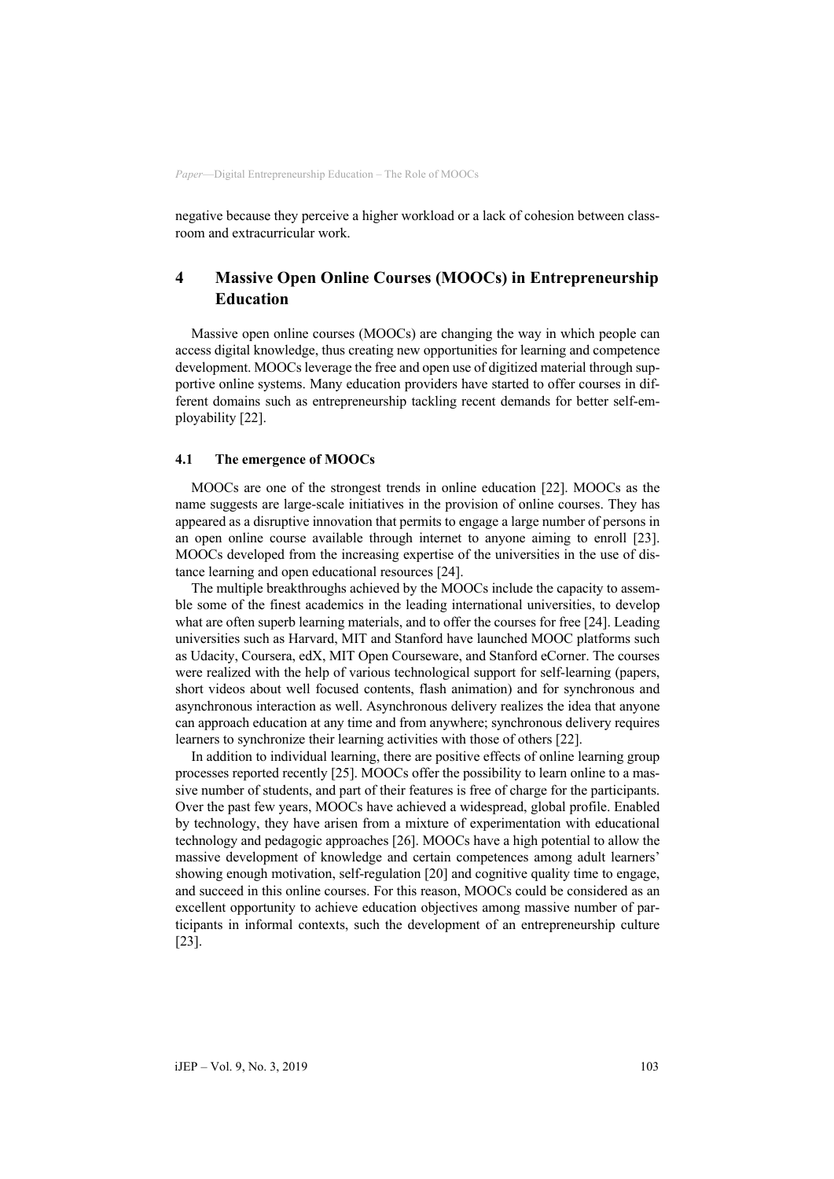negative because they perceive a higher workload or a lack of cohesion between classroom and extracurricular work.

## 4 Massive Open Online Courses (MOOCs) in Entrepreneurship Education

Massive open online courses (MOOCs) are changing the way in which people can access digital knowledge, thus creating new opportunities for learning and competence development. MOOCs leverage the free and open use of digitized material through supportive online systems. Many education providers have started to offer courses in different domains such as entrepreneurship tackling recent demands for better self-employability [22].

### 4.1 The emergence of MOOCs

MOOCs are one of the strongest trends in online education [22]. MOOCs as the name suggests are large-scale initiatives in the provision of online courses. They has appeared as a disruptive innovation that permits to engage a large number of persons in an open online course available through internet to anyone aiming to enroll [23]. MOOCs developed from the increasing expertise of the universities in the use of distance learning and open educational resources [24].

The multiple breakthroughs achieved by the MOOCs include the capacity to assemble some of the finest academics in the leading international universities, to develop what are often superb learning materials, and to offer the courses for free [24]. Leading universities such as Harvard, MIT and Stanford have launched MOOC platforms such as Udacity, Coursera, edX, MIT Open Courseware, and Stanford eCorner. The courses were realized with the help of various technological support for self-learning (papers, short videos about well focused contents, flash animation) and for synchronous and asynchronous interaction as well. Asynchronous delivery realizes the idea that anyone can approach education at any time and from anywhere; synchronous delivery requires learners to synchronize their learning activities with those of others [22].

In addition to individual learning, there are positive effects of online learning group processes reported recently [25]. MOOCs offer the possibility to learn online to a massive number of students, and part of their features is free of charge for the participants. Over the past few years, MOOCs have achieved a widespread, global profile. Enabled by technology, they have arisen from a mixture of experimentation with educational technology and pedagogic approaches [26]. MOOCs have a high potential to allow the massive development of knowledge and certain competences among adult learners' showing enough motivation, self-regulation [20] and cognitive quality time to engage, and succeed in this online courses. For this reason, MOOCs could be considered as an excellent opportunity to achieve education objectives among massive number of participants in informal contexts, such the development of an entrepreneurship culture [23].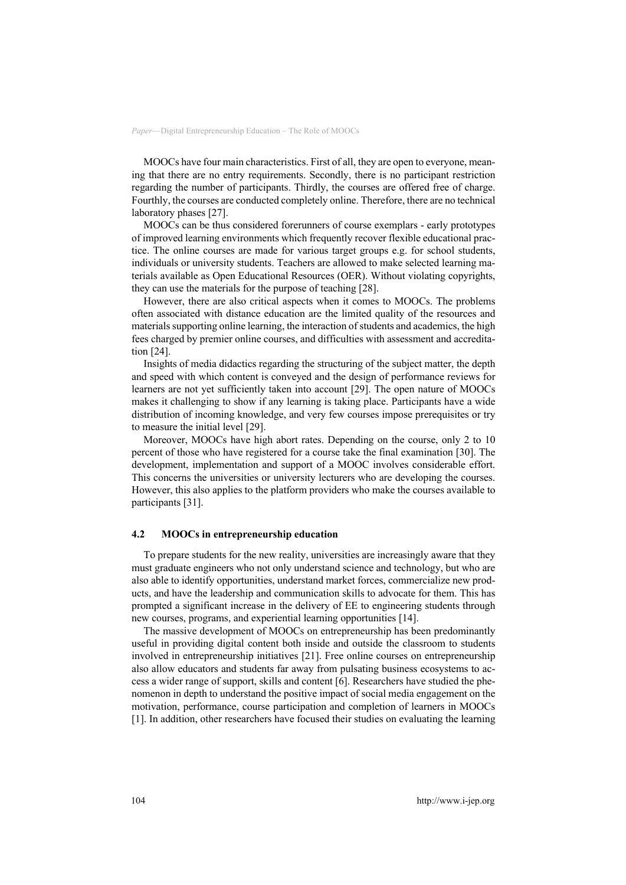MOOCs have four main characteristics. First of all, they are open to everyone, meaning that there are no entry requirements. Secondly, there is no participant restriction regarding the number of participants. Thirdly, the courses are offered free of charge. Fourthly, the courses are conducted completely online. Therefore, there are no technical laboratory phases [27].

MOOCs can be thus considered forerunners of course exemplars - early prototypes of improved learning environments which frequently recover flexible educational practice. The online courses are made for various target groups e.g. for school students, individuals or university students. Teachers are allowed to make selected learning materials available as Open Educational Resources (OER). Without violating copyrights, they can use the materials for the purpose of teaching [28].

However, there are also critical aspects when it comes to MOOCs. The problems often associated with distance education are the limited quality of the resources and materials supporting online learning, the interaction of students and academics, the high fees charged by premier online courses, and difficulties with assessment and accreditation [24].

Insights of media didactics regarding the structuring of the subject matter, the depth and speed with which content is conveyed and the design of performance reviews for learners are not yet sufficiently taken into account [29]. The open nature of MOOCs makes it challenging to show if any learning is taking place. Participants have a wide distribution of incoming knowledge, and very few courses impose prerequisites or try to measure the initial level [29].

Moreover, MOOCs have high abort rates. Depending on the course, only 2 to 10 percent of those who have registered for a course take the final examination [30]. The development, implementation and support of a MOOC involves considerable effort. This concerns the universities or university lecturers who are developing the courses. However, this also applies to the platform providers who make the courses available to participants [31].

### 4.2 MOOCs in entrepreneurship education

To prepare students for the new reality, universities are increasingly aware that they must graduate engineers who not only understand science and technology, but who are also able to identify opportunities, understand market forces, commercialize new products, and have the leadership and communication skills to advocate for them. This has prompted a significant increase in the delivery of EE to engineering students through new courses, programs, and experiential learning opportunities [14].

The massive development of MOOCs on entrepreneurship has been predominantly useful in providing digital content both inside and outside the classroom to students involved in entrepreneurship initiatives [21]. Free online courses on entrepreneurship also allow educators and students far away from pulsating business ecosystems to access a wider range of support, skills and content [6]. Researchers have studied the phenomenon in depth to understand the positive impact of social media engagement on the motivation, performance, course participation and completion of learners in MOOCs [1]. In addition, other researchers have focused their studies on evaluating the learning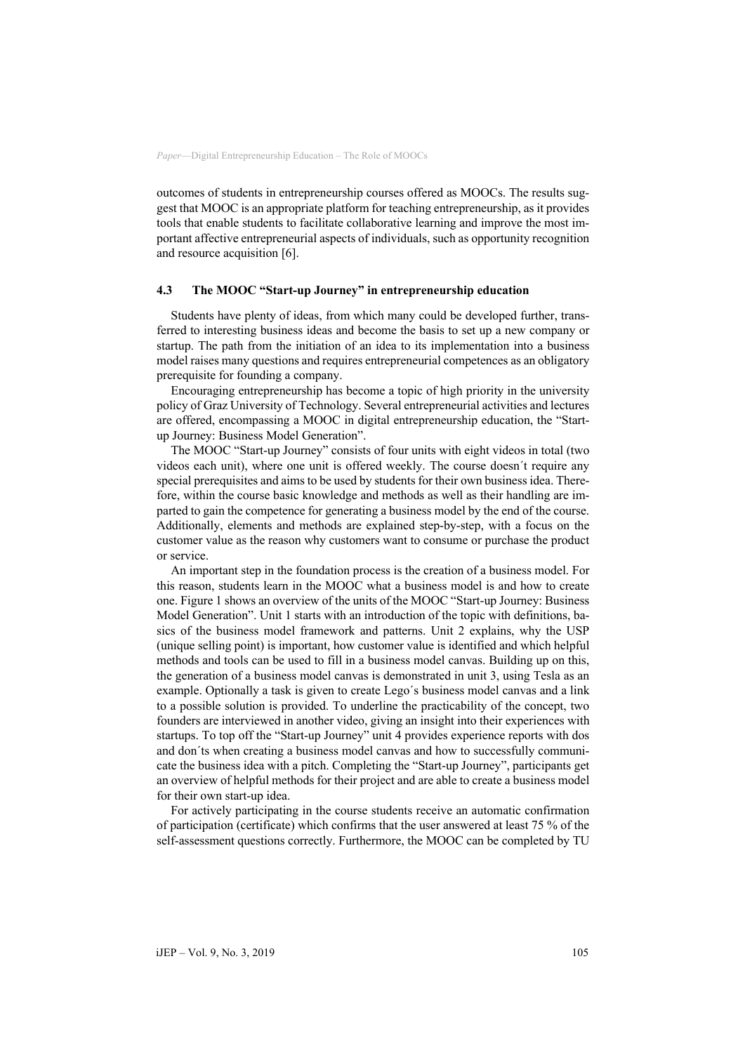outcomes of students in entrepreneurship courses offered as MOOCs. The results suggest that MOOC is an appropriate platform for teaching entrepreneurship, as it provides tools that enable students to facilitate collaborative learning and improve the most important affective entrepreneurial aspects of individuals, such as opportunity recognition and resource acquisition [6].

### 4.3 The MOOC "Start-up Journey" in entrepreneurship education

Students have plenty of ideas, from which many could be developed further, transferred to interesting business ideas and become the basis to set up a new company or startup. The path from the initiation of an idea to its implementation into a business model raises many questions and requires entrepreneurial competences as an obligatory prerequisite for founding a company.

Encouraging entrepreneurship has become a topic of high priority in the university policy of Graz University of Technology. Several entrepreneurial activities and lectures are offered, encompassing a MOOC in digital entrepreneurship education, the "Start-up Journey: Business Model Generation".

The MOOC "Start-up Journey" consists of four units with eight videos in total (two videos each unit), where one unit is offered weekly. The course doesn´t require any special prerequisites and aims to be used by students for their own business idea. Therefore, within the course basic knowledge and methods as well as their handling are imparted to gain the competence for generating a business model by the end of the course. Additionally, elements and methods are explained step-by-step, with a focus on the customer value as the reason why customers want to consume or purchase the product or service.

An important step in the foundation process is the creation of a business model. For this reason, students learn in the MOOC what a business model is and how to create one. Figure 1 shows an overview of the units of the MOOC "Start-up Journey: Business Model Generation". Unit 1 starts with an introduction of the topic with definitions, basics of the business model framework and patterns. Unit 2 explains, why the USP (unique selling point) is important, how customer value is identified and which helpful methods and tools can be used to fill in a business model canvas. Building up on this, the generation of a business model canvas is demonstrated in unit 3, using Tesla as an example. Optionally a task is given to create Lego´s business model canvas and a link to a possible solution is provided. To underline the practicability of the concept, two founders are interviewed in another video, giving an insight into their experiences with startups. To top off the "Start-up Journey" unit 4 provides experience reports with dos and don´ts when creating a business model canvas and how to successfully communicate the business idea with a pitch. Completing the "Start-up Journey", participants get an overview of helpful methods for their project and are able to create a business model for their own start-up idea.

For actively participating in the course students receive an automatic confirmation of participation (certificate) which confirms that the user answered at least 75 % of the self-assessment questions correctly. Furthermore, the MOOC can be completed by TU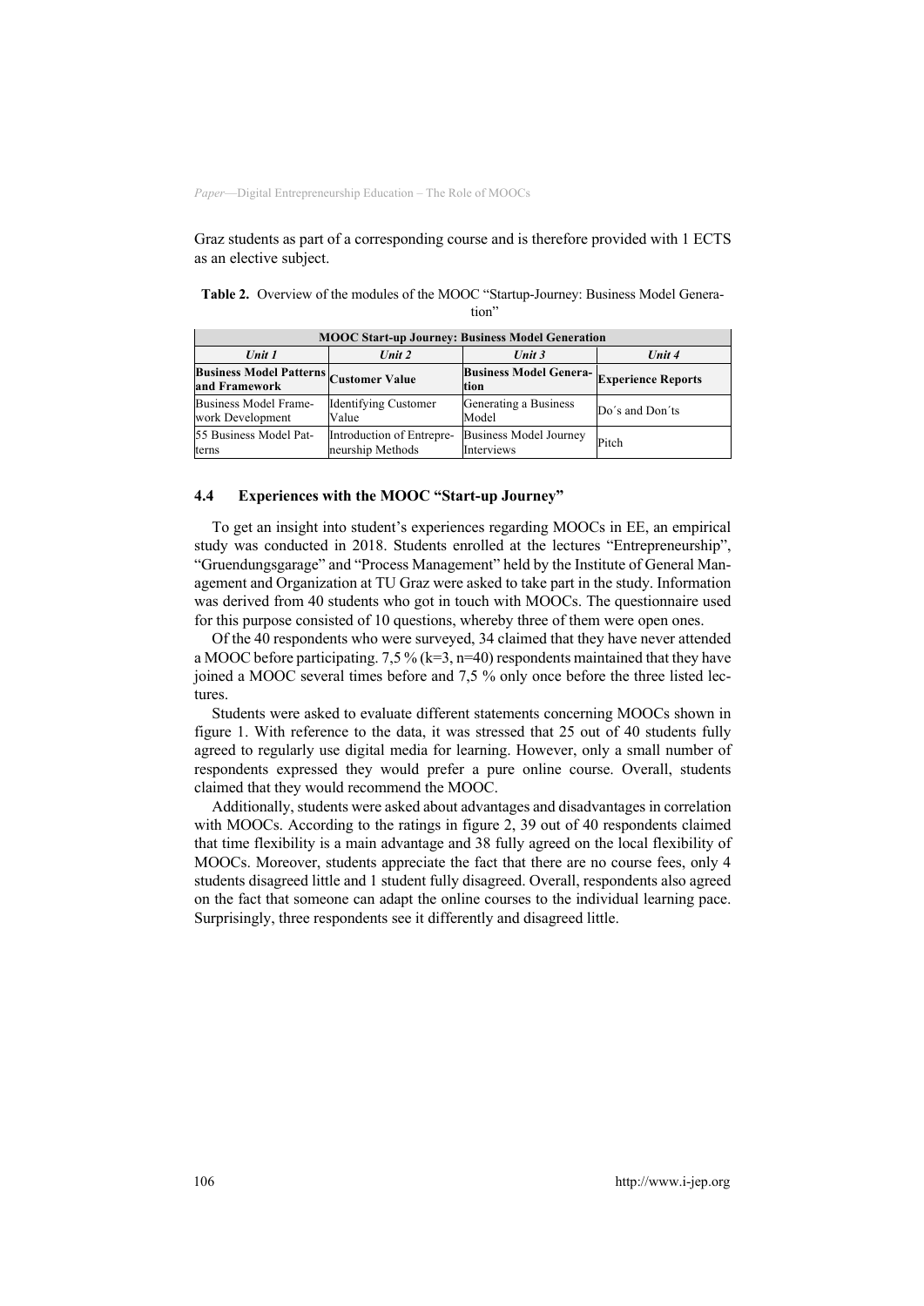Graz students as part of a corresponding course and is therefore provided with 1 ECTS as an elective subject.

**Table 2.** Overview of the modules of the MOOC "Startup-Journey: Business Model Generation"

| MOOC Start-up Journey: Business Model Generation | | | |
|---|---|---|---|
| *Unit 1* | *Unit 2* | *Unit 3* | *Unit 4* |
| **Business Model Patterns and Framework** | **Customer Value** | **Business Model Generation** | **Experience Reports** |
| Business Model Framework Development | Identifying Customer Value | Generating a Business Model | Do´s and Don´ts |
| 55 Business Model Patterns | Introduction of Entrepreneurship Methods | Business Model Journey Interviews | Pitch |

### 4.4 Experiences with the MOOC "Start-up Journey"

To get an insight into student's experiences regarding MOOCs in EE, an empirical study was conducted in 2018. Students enrolled at the lectures "Entrepreneurship", "Gruendungsgarage" and "Process Management" held by the Institute of General Management and Organization at TU Graz were asked to take part in the study. Information was derived from 40 students who got in touch with MOOCs. The questionnaire used for this purpose consisted of 10 questions, whereby three of them were open ones.

Of the 40 respondents who were surveyed, 34 claimed that they have never attended a MOOC before participating. 7,5 % (k=3, n=40) respondents maintained that they have joined a MOOC several times before and 7,5 % only once before the three listed lectures.

Students were asked to evaluate different statements concerning MOOCs shown in figure 1. With reference to the data, it was stressed that 25 out of 40 students fully agreed to regularly use digital media for learning. However, only a small number of respondents expressed they would prefer a pure online course. Overall, students claimed that they would recommend the MOOC.

Additionally, students were asked about advantages and disadvantages in correlation with MOOCs. According to the ratings in figure 2, 39 out of 40 respondents claimed that time flexibility is a main advantage and 38 fully agreed on the local flexibility of MOOCs. Moreover, students appreciate the fact that there are no course fees, only 4 students disagreed little and 1 student fully disagreed. Overall, respondents also agreed on the fact that someone can adapt the online courses to the individual learning pace. Surprisingly, three respondents see it differently and disagreed little.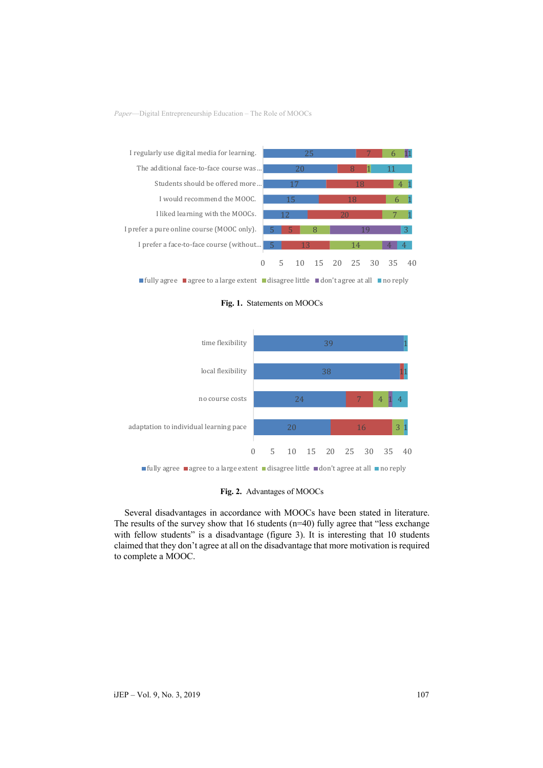| Statement | fully agree | agree to a large extent | disagree little | don't agree at all | no reply |
|---|---|---|---|---|---|
| I regularly use digital media for learning. | 25 | 7 | 6 | 1 | 1 |
| The additional face-to-face course was… | 20 | 8 | 1 | | 11 |
| Students should be offered more… | 17 | 18 | 4 | | 1 |
| I would recommend the MOOC. | 15 | 18 | 6 | | 1 |
| I liked learning with the MOOCs. | 12 | 20 | 7 | | 1 |
| I prefer a pure online course (MOOC only). | 5 | 5 | 8 | 19 | 3 |
| I prefer a face-to-face course (without… | 5 | 13 | 14 | 4 | 4 |

**Fig. 1.** Statements on MOOCs

| Advantage | fully agree | agree to a large extent | disagree little | don't agree at all | no reply |
|---|---|---|---|---|---|
| time flexibility | 39 | | | | 1 |
| local flexibility | 38 | 1 | | | 1 |
| no course costs | 24 | 7 | 4 | 1 | 4 |
| adaptation to individual learning pace | 20 | 16 | 3 | | 1 |

**Fig. 2.** Advantages of MOOCs

Several disadvantages in accordance with MOOCs have been stated in literature. The results of the survey show that 16 students (n=40) fully agree that "less exchange with fellow students" is a disadvantage (figure 3). It is interesting that 10 students claimed that they don't agree at all on the disadvantage that more motivation is required to complete a MOOC.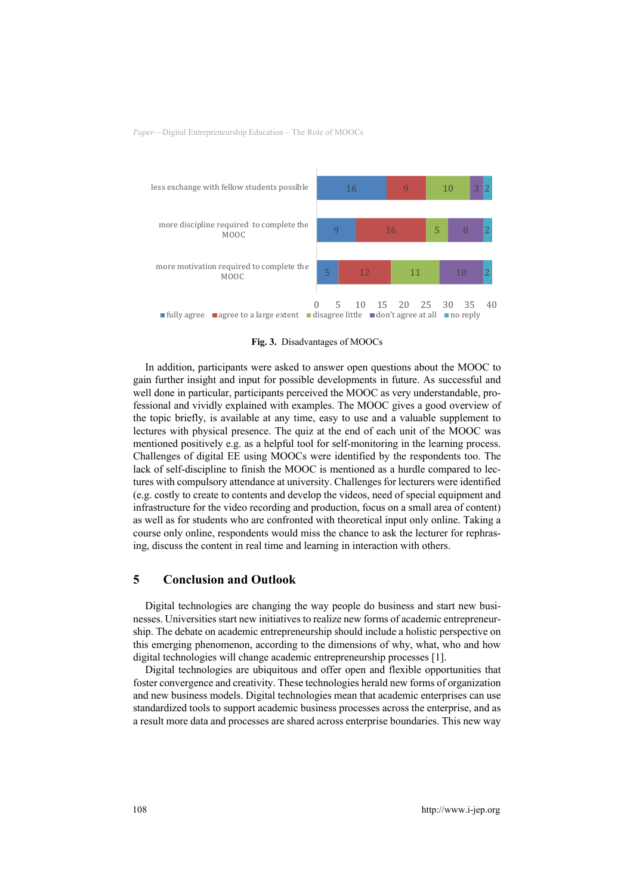less exchange with fellow students possible

16 9 10 3 2

more discipline required to complete the MOOC

9 16 5 8 2

more motivation required to complete the MOOC

5 12 11 10 2

0 5 10 15 20 25 30 35 40

fully agree agree to a large extent disagree little don't agree at all no reply

**Fig. 3.** Disadvantages of MOOCs

In addition, participants were asked to answer open questions about the MOOC to gain further insight and input for possible developments in future. As successful and well done in particular, participants perceived the MOOC as very understandable, professional and vividly explained with examples. The MOOC gives a good overview of the topic briefly, is available at any time, easy to use and a valuable supplement to lectures with physical presence. The quiz at the end of each unit of the MOOC was mentioned positively e.g. as a helpful tool for self-monitoring in the learning process. Challenges of digital EE using MOOCs were identified by the respondents too. The lack of self-discipline to finish the MOOC is mentioned as a hurdle compared to lectures with compulsory attendance at university. Challenges for lecturers were identified (e.g. costly to create to contents and develop the videos, need of special equipment and infrastructure for the video recording and production, focus on a small area of content) as well as for students who are confronted with theoretical input only online. Taking a course only online, respondents would miss the chance to ask the lecturer for rephrasing, discuss the content in real time and learning in interaction with others.

## 5 Conclusion and Outlook

Digital technologies are changing the way people do business and start new businesses. Universities start new initiatives to realize new forms of academic entrepreneurship. The debate on academic entrepreneurship should include a holistic perspective on this emerging phenomenon, according to the dimensions of why, what, who and how digital technologies will change academic entrepreneurship processes [1].

Digital technologies are ubiquitous and offer open and flexible opportunities that foster convergence and creativity. These technologies herald new forms of organization and new business models. Digital technologies mean that academic enterprises can use standardized tools to support academic business processes across the enterprise, and as a result more data and processes are shared across enterprise boundaries. This new way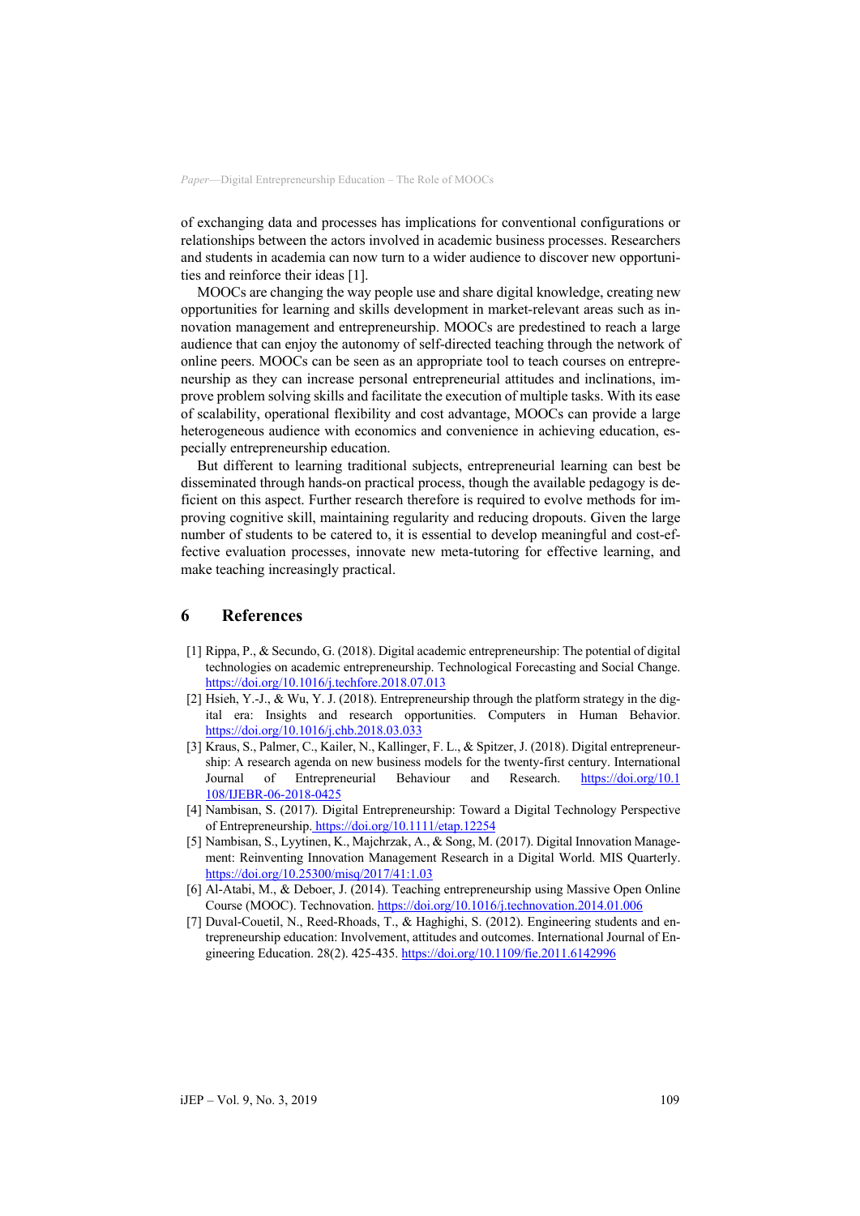of exchanging data and processes has implications for conventional configurations or relationships between the actors involved in academic business processes. Researchers and students in academia can now turn to a wider audience to discover new opportunities and reinforce their ideas [1].

MOOCs are changing the way people use and share digital knowledge, creating new opportunities for learning and skills development in market-relevant areas such as innovation management and entrepreneurship. MOOCs are predestined to reach a large audience that can enjoy the autonomy of self-directed teaching through the network of online peers. MOOCs can be seen as an appropriate tool to teach courses on entrepreneurship as they can increase personal entrepreneurial attitudes and inclinations, improve problem solving skills and facilitate the execution of multiple tasks. With its ease of scalability, operational flexibility and cost advantage, MOOCs can provide a large heterogeneous audience with economics and convenience in achieving education, especially entrepreneurship education.

But different to learning traditional subjects, entrepreneurial learning can best be disseminated through hands-on practical process, though the available pedagogy is deficient on this aspect. Further research therefore is required to evolve methods for improving cognitive skill, maintaining regularity and reducing dropouts. Given the large number of students to be catered to, it is essential to develop meaningful and cost-effective evaluation processes, innovate new meta-tutoring for effective learning, and make teaching increasingly practical.

## 6 References

[1] Rippa, P., & Secundo, G. (2018). Digital academic entrepreneurship: The potential of digital technologies on academic entrepreneurship. Technological Forecasting and Social Change. https://doi.org/10.1016/j.techfore.2018.07.013

[2] Hsieh, Y.-J., & Wu, Y. J. (2018). Entrepreneurship through the platform strategy in the digital era: Insights and research opportunities. Computers in Human Behavior. https://doi.org/10.1016/j.chb.2018.03.033

[3] Kraus, S., Palmer, C., Kailer, N., Kallinger, F. L., & Spitzer, J. (2018). Digital entrepreneurship: A research agenda on new business models for the twenty-first century. International Journal of Entrepreneurial Behaviour and Research. https://doi.org/10.1108/IJEBR-06-2018-0425

[4] Nambisan, S. (2017). Digital Entrepreneurship: Toward a Digital Technology Perspective of Entrepreneurship. https://doi.org/10.1111/etap.12254

[5] Nambisan, S., Lyytinen, K., Majchrzak, A., & Song, M. (2017). Digital Innovation Management: Reinventing Innovation Management Research in a Digital World. MIS Quarterly. https://doi.org/10.25300/misq/2017/41:1.03

[6] Al-Atabi, M., & Deboer, J. (2014). Teaching entrepreneurship using Massive Open Online Course (MOOC). Technovation. https://doi.org/10.1016/j.technovation.2014.01.006

[7] Duval-Couetil, N., Reed-Rhoads, T., & Haghighi, S. (2012). Engineering students and entrepreneurship education: Involvement, attitudes and outcomes. International Journal of Engineering Education. 28(2). 425-435. https://doi.org/10.1109/fie.2011.6142996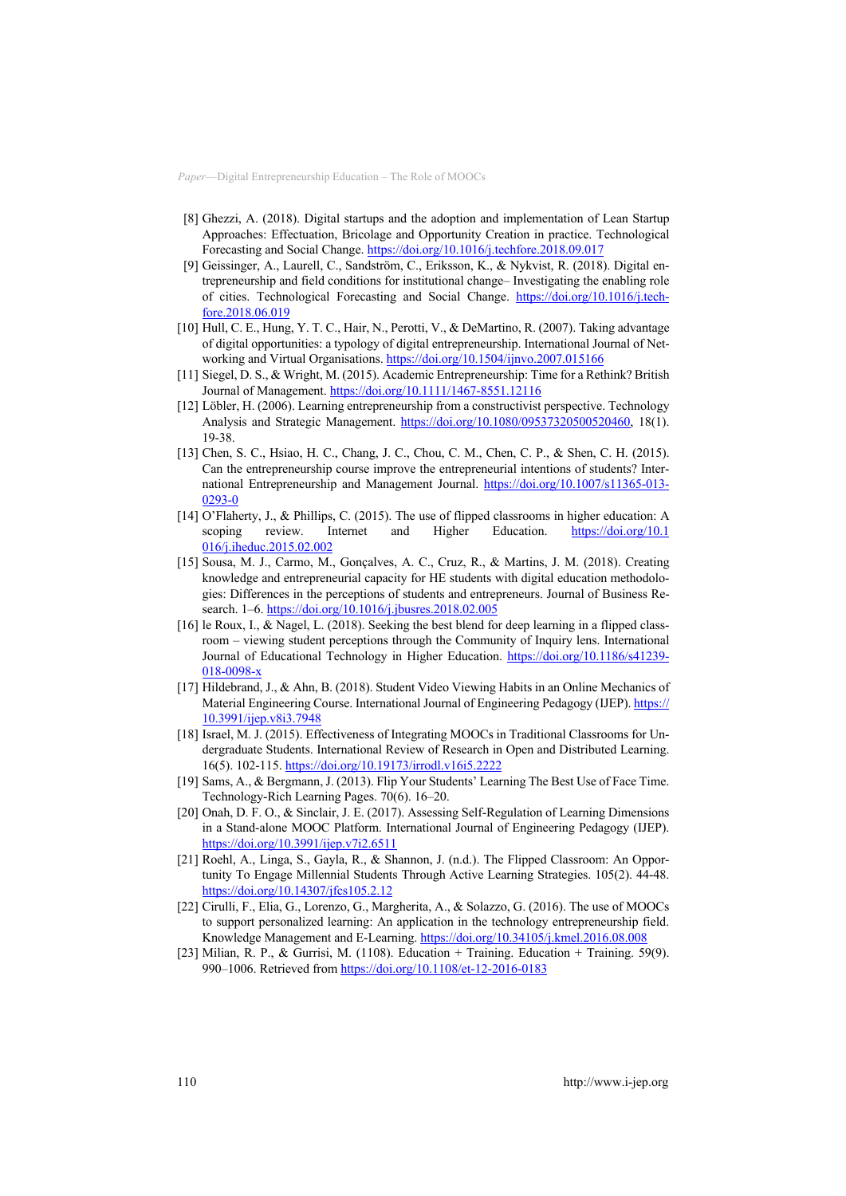[8] Ghezzi, A. (2018). Digital startups and the adoption and implementation of Lean Startup Approaches: Effectuation, Bricolage and Opportunity Creation in practice. Technological Forecasting and Social Change. https://doi.org/10.1016/j.techfore.2018.09.017

[9] Geissinger, A., Laurell, C., Sandström, C., Eriksson, K., & Nykvist, R. (2018). Digital entrepreneurship and field conditions for institutional change– Investigating the enabling role of cities. Technological Forecasting and Social Change. https://doi.org/10.1016/j.techfore.2018.06.019

[10] Hull, C. E., Hung, Y. T. C., Hair, N., Perotti, V., & DeMartino, R. (2007). Taking advantage of digital opportunities: a typology of digital entrepreneurship. International Journal of Networking and Virtual Organisations. https://doi.org/10.1504/ijnvo.2007.015166

[11] Siegel, D. S., & Wright, M. (2015). Academic Entrepreneurship: Time for a Rethink? British Journal of Management. https://doi.org/10.1111/1467-8551.12116

[12] Löbler, H. (2006). Learning entrepreneurship from a constructivist perspective. Technology Analysis and Strategic Management. https://doi.org/10.1080/09537320500520460, 18(1). 19-38.

[13] Chen, S. C., Hsiao, H. C., Chang, J. C., Chou, C. M., Chen, C. P., & Shen, C. H. (2015). Can the entrepreneurship course improve the entrepreneurial intentions of students? International Entrepreneurship and Management Journal. https://doi.org/10.1007/s11365-013-0293-0

[14] O'Flaherty, J., & Phillips, C. (2015). The use of flipped classrooms in higher education: A scoping review. Internet and Higher Education. https://doi.org/10.1016/j.iheduc.2015.02.002

[15] Sousa, M. J., Carmo, M., Gonçalves, A. C., Cruz, R., & Martins, J. M. (2018). Creating knowledge and entrepreneurial capacity for HE students with digital education methodologies: Differences in the perceptions of students and entrepreneurs. Journal of Business Research. 1–6. https://doi.org/10.1016/j.jbusres.2018.02.005

[16] le Roux, I., & Nagel, L. (2018). Seeking the best blend for deep learning in a flipped classroom – viewing student perceptions through the Community of Inquiry lens. International Journal of Educational Technology in Higher Education. https://doi.org/10.1186/s41239-018-0098-x

[17] Hildebrand, J., & Ahn, B. (2018). Student Video Viewing Habits in an Online Mechanics of Material Engineering Course. International Journal of Engineering Pedagogy (IJEP). https://10.3991/ijep.v8i3.7948

[18] Israel, M. J. (2015). Effectiveness of Integrating MOOCs in Traditional Classrooms for Undergraduate Students. International Review of Research in Open and Distributed Learning. 16(5). 102-115. https://doi.org/10.19173/irrodl.v16i5.2222

[19] Sams, A., & Bergmann, J. (2013). Flip Your Students' Learning The Best Use of Face Time. Technology-Rich Learning Pages. 70(6). 16–20.

[20] Onah, D. F. O., & Sinclair, J. E. (2017). Assessing Self-Regulation of Learning Dimensions in a Stand-alone MOOC Platform. International Journal of Engineering Pedagogy (IJEP). https://doi.org/10.3991/ijep.v7i2.6511

[21] Roehl, A., Linga, S., Gayla, R., & Shannon, J. (n.d.). The Flipped Classroom: An Opportunity To Engage Millennial Students Through Active Learning Strategies. 105(2). 44-48. https://doi.org/10.14307/jfcs105.2.12

[22] Cirulli, F., Elia, G., Lorenzo, G., Margherita, A., & Solazzo, G. (2016). The use of MOOCs to support personalized learning: An application in the technology entrepreneurship field. Knowledge Management and E-Learning. https://doi.org/10.34105/j.kmel.2016.08.008

[23] Milian, R. P., & Gurrisi, M. (1108). Education + Training. Education + Training. 59(9). 990–1006. Retrieved from https://doi.org/10.1108/et-12-2016-0183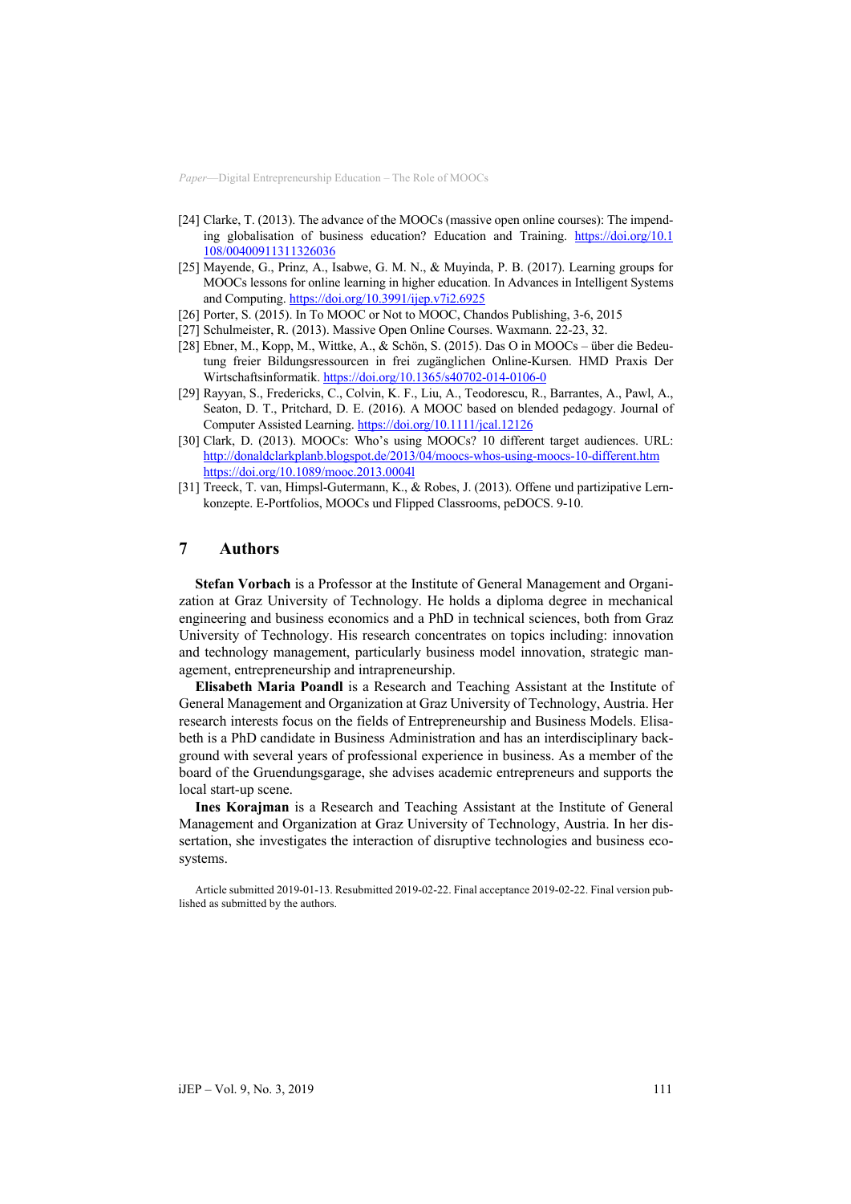[24] Clarke, T. (2013). The advance of the MOOCs (massive open online courses): The impending globalisation of business education? Education and Training. https://doi.org/10.1108/00400911311326036

[25] Mayende, G., Prinz, A., Isabwe, G. M. N., & Muyinda, P. B. (2017). Learning groups for MOOCs lessons for online learning in higher education. In Advances in Intelligent Systems and Computing. https://doi.org/10.3991/ijep.v7i2.6925

[26] Porter, S. (2015). In To MOOC or Not to MOOC, Chandos Publishing, 3-6, 2015

[27] Schulmeister, R. (2013). Massive Open Online Courses. Waxmann. 22-23, 32.

[28] Ebner, M., Kopp, M., Wittke, A., & Schön, S. (2015). Das O in MOOCs – über die Bedeutung freier Bildungsressourcen in frei zugänglichen Online-Kursen. HMD Praxis Der Wirtschaftsinformatik. https://doi.org/10.1365/s40702-014-0106-0

[29] Rayyan, S., Fredericks, C., Colvin, K. F., Liu, A., Teodorescu, R., Barrantes, A., Pawl, A., Seaton, D. T., Pritchard, D. E. (2016). A MOOC based on blended pedagogy. Journal of Computer Assisted Learning. https://doi.org/10.1111/jcal.12126

[30] Clark, D. (2013). MOOCs: Who's using MOOCs? 10 different target audiences. URL: http://donaldclarkplanb.blogspot.de/2013/04/moocs-whos-using-moocs-10-different.htm https://doi.org/10.1089/mooc.2013.0004l

[31] Treeck, T. van, Himpsl-Gutermann, K., & Robes, J. (2013). Offene und partizipative Lernkonzepte. E-Portfolios, MOOCs und Flipped Classrooms, peDOCS. 9-10.

## 7 Authors

**Stefan Vorbach** is a Professor at the Institute of General Management and Organization at Graz University of Technology. He holds a diploma degree in mechanical engineering and business economics and a PhD in technical sciences, both from Graz University of Technology. His research concentrates on topics including: innovation and technology management, particularly business model innovation, strategic management, entrepreneurship and intrapreneurship.

**Elisabeth Maria Poandl** is a Research and Teaching Assistant at the Institute of General Management and Organization at Graz University of Technology, Austria. Her research interests focus on the fields of Entrepreneurship and Business Models. Elisabeth is a PhD candidate in Business Administration and has an interdisciplinary background with several years of professional experience in business. As a member of the board of the Gruendungsgarage, she advises academic entrepreneurs and supports the local start-up scene.

**Ines Korajman** is a Research and Teaching Assistant at the Institute of General Management and Organization at Graz University of Technology, Austria. In her dissertation, she investigates the interaction of disruptive technologies and business ecosystems.

Article submitted 2019-01-13. Resubmitted 2019-02-22. Final acceptance 2019-02-22. Final version published as submitted by the authors.